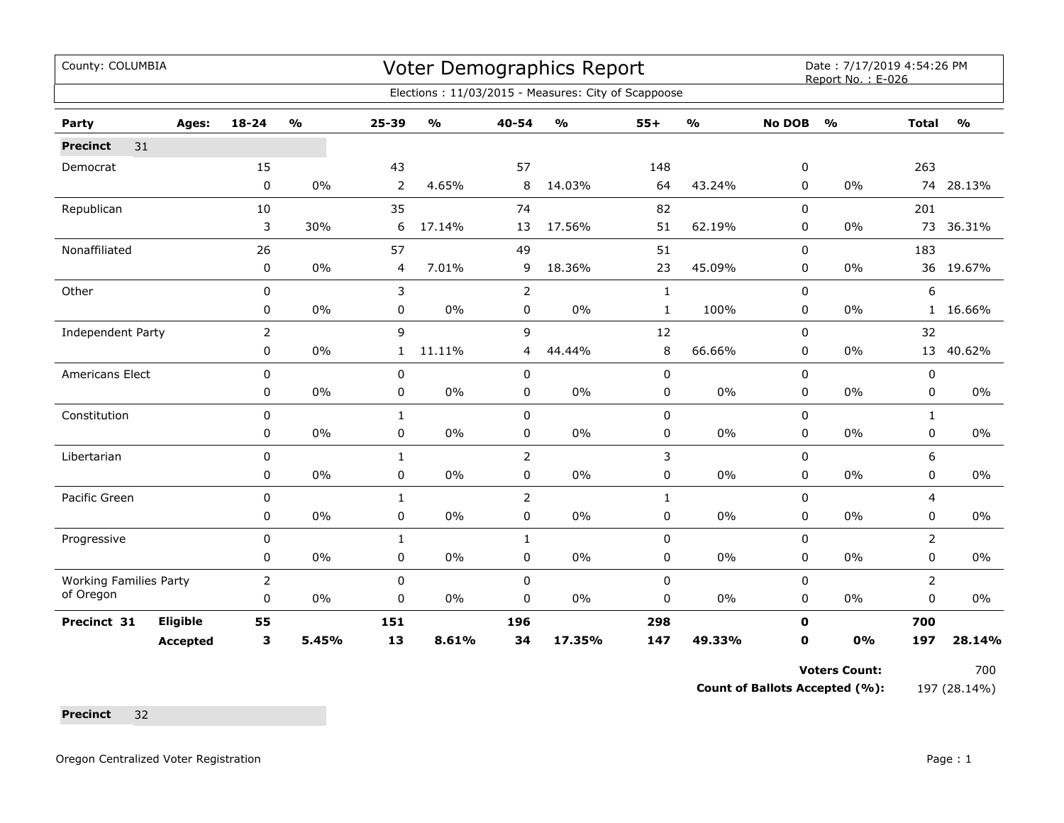County: COLUMBIA

# Voter Demographics Report

Date : 7/17/2019 4:54:26 PM
Report No. : E-026

Elections : 11/03/2015 - Measures: City of Scappoose

| Party | Ages: | 18-24 | % | 25-39 | % | 40-54 | % | 55+ | % | No DOB | % | Total | % |
|---|---|---|---|---|---|---|---|---|---|---|---|---|---|
| **Precinct** 31 | | | | | | | | | | | | | |
| Democrat | | 15 | | 43 | | 57 | | 148 | | 0 | | 263 | |
| | | 0 | 0% | 2 | 4.65% | 8 | 14.03% | 64 | 43.24% | 0 | 0% | 74 | 28.13% |
| Republican | | 10 | | 35 | | 74 | | 82 | | 0 | | 201 | |
| | | 3 | 30% | 6 | 17.14% | 13 | 17.56% | 51 | 62.19% | 0 | 0% | 73 | 36.31% |
| Nonaffiliated | | 26 | | 57 | | 49 | | 51 | | 0 | | 183 | |
| | | 0 | 0% | 4 | 7.01% | 9 | 18.36% | 23 | 45.09% | 0 | 0% | 36 | 19.67% |
| Other | | 0 | | 3 | | 2 | | 1 | | 0 | | 6 | |
| | | 0 | 0% | 0 | 0% | 0 | 0% | 1 | 100% | 0 | 0% | 1 | 16.66% |
| Independent Party | | 2 | | 9 | | 9 | | 12 | | 0 | | 32 | |
| | | 0 | 0% | 1 | 11.11% | 4 | 44.44% | 8 | 66.66% | 0 | 0% | 13 | 40.62% |
| Americans Elect | | 0 | | 0 | | 0 | | 0 | | 0 | | 0 | |
| | | 0 | 0% | 0 | 0% | 0 | 0% | 0 | 0% | 0 | 0% | 0 | 0% |
| Constitution | | 0 | | 1 | | 0 | | 0 | | 0 | | 1 | |
| | | 0 | 0% | 0 | 0% | 0 | 0% | 0 | 0% | 0 | 0% | 0 | 0% |
| Libertarian | | 0 | | 1 | | 2 | | 3 | | 0 | | 6 | |
| | | 0 | 0% | 0 | 0% | 0 | 0% | 0 | 0% | 0 | 0% | 0 | 0% |
| Pacific Green | | 0 | | 1 | | 2 | | 1 | | 0 | | 4 | |
| | | 0 | 0% | 0 | 0% | 0 | 0% | 0 | 0% | 0 | 0% | 0 | 0% |
| Progressive | | 0 | | 1 | | 1 | | 0 | | 0 | | 2 | |
| | | 0 | 0% | 0 | 0% | 0 | 0% | 0 | 0% | 0 | 0% | 0 | 0% |
| Working Families Party of Oregon | | 2 | | 0 | | 0 | | 0 | | 0 | | 2 | |
| | | 0 | 0% | 0 | 0% | 0 | 0% | 0 | 0% | 0 | 0% | 0 | 0% |
| **Precinct 31** | **Eligible** | **55** | | **151** | | **196** | | **298** | | **0** | | **700** | |
| | **Accepted** | **3** | **5.45%** | **13** | **8.61%** | **34** | **17.35%** | **147** | **49.33%** | **0** | **0%** | **197** | **28.14%** |

**Voters Count:** 700

**Count of Ballots Accepted (%):** 197 (28.14%)

**Precinct** 32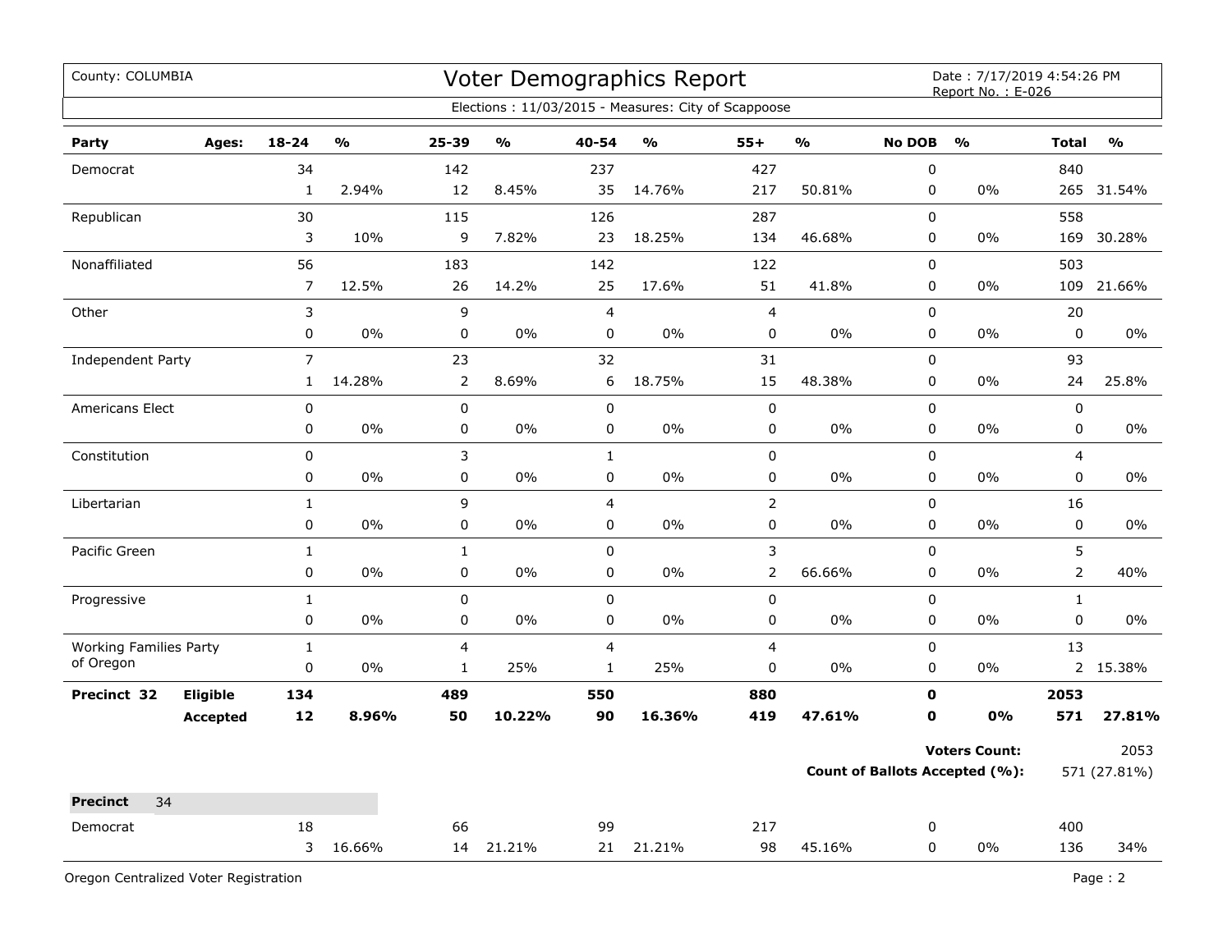County: COLUMBIA

# Voter Demographics Report

Date : 7/17/2019 4:54:26 PM
Report No. : E-026

Elections : 11/03/2015 - Measures: City of Scappoose

| Party | Ages: | 18-24 | % | 25-39 | % | 40-54 | % | 55+ | % | No DOB | % | Total | % |
|---|---|---|---|---|---|---|---|---|---|---|---|---|---|
| Democrat | | 34 | | 142 | | 237 | | 427 | | 0 | | 840 | |
| | | 1 | 2.94% | 12 | 8.45% | 35 | 14.76% | 217 | 50.81% | 0 | 0% | 265 | 31.54% |
| Republican | | 30 | | 115 | | 126 | | 287 | | 0 | | 558 | |
| | | 3 | 10% | 9 | 7.82% | 23 | 18.25% | 134 | 46.68% | 0 | 0% | 169 | 30.28% |
| Nonaffiliated | | 56 | | 183 | | 142 | | 122 | | 0 | | 503 | |
| | | 7 | 12.5% | 26 | 14.2% | 25 | 17.6% | 51 | 41.8% | 0 | 0% | 109 | 21.66% |
| Other | | 3 | | 9 | | 4 | | 4 | | 0 | | 20 | |
| | | 0 | 0% | 0 | 0% | 0 | 0% | 0 | 0% | 0 | 0% | 0 | 0% |
| Independent Party | | 7 | | 23 | | 32 | | 31 | | 0 | | 93 | |
| | | 1 | 14.28% | 2 | 8.69% | 6 | 18.75% | 15 | 48.38% | 0 | 0% | 24 | 25.8% |
| Americans Elect | | 0 | | 0 | | 0 | | 0 | | 0 | | 0 | |
| | | 0 | 0% | 0 | 0% | 0 | 0% | 0 | 0% | 0 | 0% | 0 | 0% |
| Constitution | | 0 | | 3 | | 1 | | 0 | | 0 | | 4 | |
| | | 0 | 0% | 0 | 0% | 0 | 0% | 0 | 0% | 0 | 0% | 0 | 0% |
| Libertarian | | 1 | | 9 | | 4 | | 2 | | 0 | | 16 | |
| | | 0 | 0% | 0 | 0% | 0 | 0% | 0 | 0% | 0 | 0% | 0 | 0% |
| Pacific Green | | 1 | | 1 | | 0 | | 3 | | 0 | | 5 | |
| | | 0 | 0% | 0 | 0% | 0 | 0% | 2 | 66.66% | 0 | 0% | 2 | 40% |
| Progressive | | 1 | | 0 | | 0 | | 0 | | 0 | | 1 | |
| | | 0 | 0% | 0 | 0% | 0 | 0% | 0 | 0% | 0 | 0% | 0 | 0% |
| Working Families Party of Oregon | | 1 | | 4 | | 4 | | 4 | | 0 | | 13 | |
| | | 0 | 0% | 1 | 25% | 1 | 25% | 0 | 0% | 0 | 0% | 2 | 15.38% |
| **Precinct 32** | **Eligible** | **134** | | **489** | | **550** | | **880** | | **0** | | **2053** | |
| | **Accepted** | **12** | **8.96%** | **50** | **10.22%** | **90** | **16.36%** | **419** | **47.61%** | **0** | **0%** | **571** | **27.81%** |

**Voters Count:** 2053

**Count of Ballots Accepted (%):** 571 (27.81%)

**Precinct** 34

| Party | Ages: | 18-24 | % | 25-39 | % | 40-54 | % | 55+ | % | No DOB | % | Total | % |
|---|---|---|---|---|---|---|---|---|---|---|---|---|---|
| Democrat | | 18 | | 66 | | 99 | | 217 | | 0 | | 400 | |
| | | 3 | 16.66% | 14 | 21.21% | 21 | 21.21% | 98 | 45.16% | 0 | 0% | 136 | 34% |

Oregon Centralized Voter Registration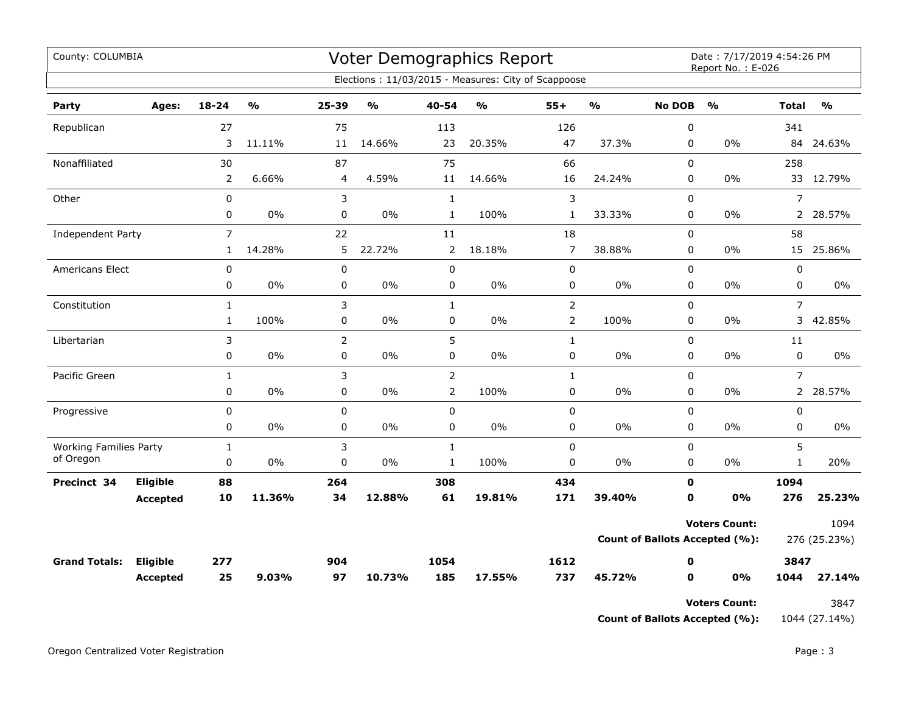County: COLUMBIA

# Voter Demographics Report

Date : 7/17/2019 4:54:26 PM
Report No. : E-026

Elections : 11/03/2015 - Measures: City of Scappoose

| Party | Ages: | 18-24 | % | 25-39 | % | 40-54 | % | 55+ | % | No DOB | % | Total | % |
|---|---|---|---|---|---|---|---|---|---|---|---|---|---|
| Republican | | 27 | | 75 | | 113 | | 126 | | 0 | | 341 | |
| | | 3 | 11.11% | 11 | 14.66% | 23 | 20.35% | 47 | 37.3% | 0 | 0% | 84 | 24.63% |
| Nonaffiliated | | 30 | | 87 | | 75 | | 66 | | 0 | | 258 | |
| | | 2 | 6.66% | 4 | 4.59% | 11 | 14.66% | 16 | 24.24% | 0 | 0% | 33 | 12.79% |
| Other | | 0 | | 3 | | 1 | | 3 | | 0 | | 7 | |
| | | 0 | 0% | 0 | 0% | 1 | 100% | 1 | 33.33% | 0 | 0% | 2 | 28.57% |
| Independent Party | | 7 | | 22 | | 11 | | 18 | | 0 | | 58 | |
| | | 1 | 14.28% | 5 | 22.72% | 2 | 18.18% | 7 | 38.88% | 0 | 0% | 15 | 25.86% |
| Americans Elect | | 0 | | 0 | | 0 | | 0 | | 0 | | 0 | |
| | | 0 | 0% | 0 | 0% | 0 | 0% | 0 | 0% | 0 | 0% | 0 | 0% |
| Constitution | | 1 | | 3 | | 1 | | 2 | | 0 | | 7 | |
| | | 1 | 100% | 0 | 0% | 0 | 0% | 2 | 100% | 0 | 0% | 3 | 42.85% |
| Libertarian | | 3 | | 2 | | 5 | | 1 | | 0 | | 11 | |
| | | 0 | 0% | 0 | 0% | 0 | 0% | 0 | 0% | 0 | 0% | 0 | 0% |
| Pacific Green | | 1 | | 3 | | 2 | | 1 | | 0 | | 7 | |
| | | 0 | 0% | 0 | 0% | 2 | 100% | 0 | 0% | 0 | 0% | 2 | 28.57% |
| Progressive | | 0 | | 0 | | 0 | | 0 | | 0 | | 0 | |
| | | 0 | 0% | 0 | 0% | 0 | 0% | 0 | 0% | 0 | 0% | 0 | 0% |
| Working Families Party of Oregon | | 1 | | 3 | | 1 | | 0 | | 0 | | 5 | |
| | | 0 | 0% | 0 | 0% | 1 | 100% | 0 | 0% | 0 | 0% | 1 | 20% |
| **Precinct 34** | **Eligible** | **88** | | **264** | | **308** | | **434** | | **0** | | **1094** | |
| | **Accepted** | **10** | **11.36%** | **34** | **12.88%** | **61** | **19.81%** | **171** | **39.40%** | **0** | **0%** | **276** | **25.23%** |

**Voters Count:** 1094

**Count of Ballots Accepted (%):** 276 (25.23%)

| | | 18-24 | % | 25-39 | % | 40-54 | % | 55+ | % | No DOB | % | Total | % |
|---|---|---|---|---|---|---|---|---|---|---|---|---|---|
| **Grand Totals:** | **Eligible** | **277** | | **904** | | **1054** | | **1612** | | **0** | | **3847** | |
| | **Accepted** | **25** | **9.03%** | **97** | **10.73%** | **185** | **17.55%** | **737** | **45.72%** | **0** | **0%** | **1044** | **27.14%** |

**Voters Count:** 3847

**Count of Ballots Accepted (%):** 1044 (27.14%)

Oregon Centralized Voter Registration